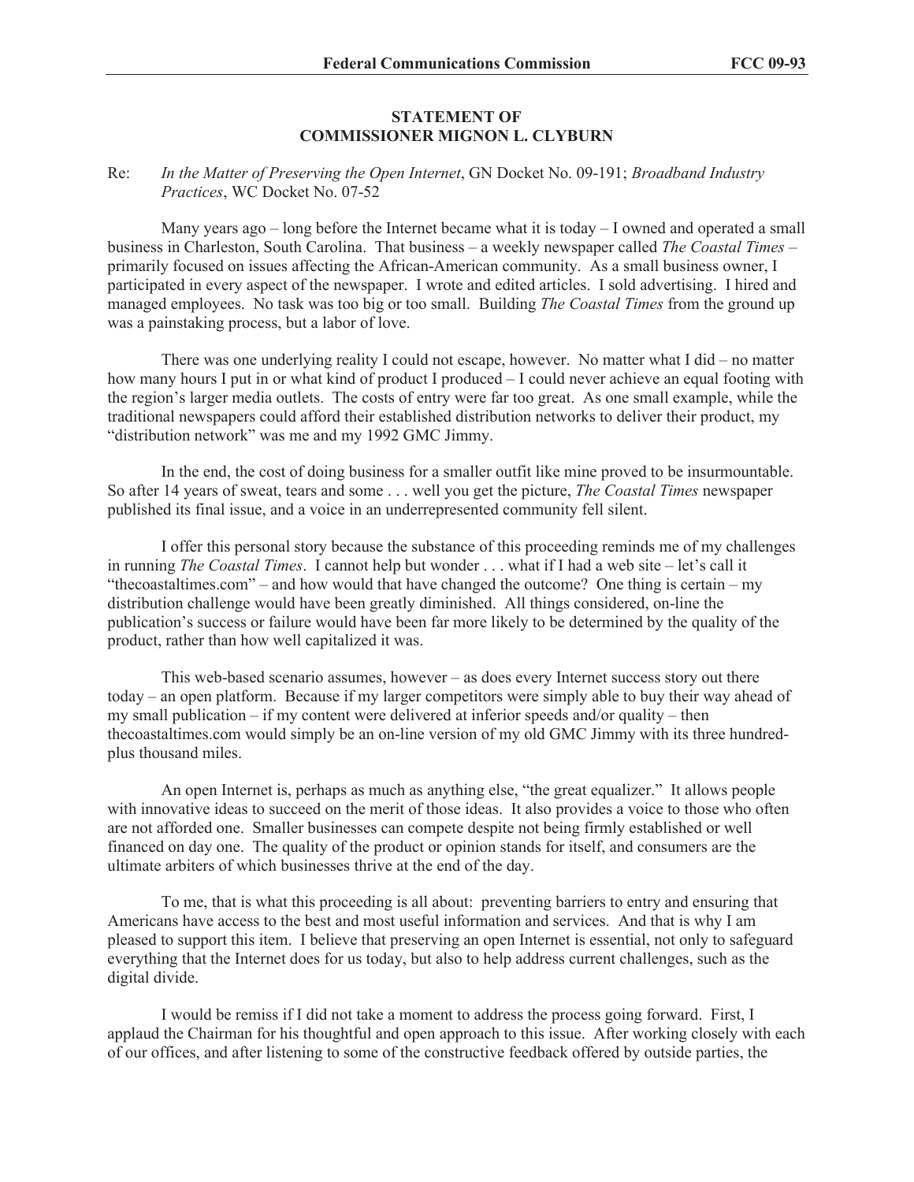**STATEMENT OF**
**COMMISSIONER MIGNON L. CLYBURN**

Re: *In the Matter of Preserving the Open Internet*, GN Docket No. 09-191; *Broadband Industry Practices*, WC Docket No. 07-52

Many years ago – long before the Internet became what it is today – I owned and operated a small business in Charleston, South Carolina. That business – a weekly newspaper called *The Coastal Times* – primarily focused on issues affecting the African-American community. As a small business owner, I participated in every aspect of the newspaper. I wrote and edited articles. I sold advertising. I hired and managed employees. No task was too big or too small. Building *The Coastal Times* from the ground up was a painstaking process, but a labor of love.

There was one underlying reality I could not escape, however. No matter what I did – no matter how many hours I put in or what kind of product I produced – I could never achieve an equal footing with the region's larger media outlets. The costs of entry were far too great. As one small example, while the traditional newspapers could afford their established distribution networks to deliver their product, my "distribution network" was me and my 1992 GMC Jimmy.

In the end, the cost of doing business for a smaller outfit like mine proved to be insurmountable. So after 14 years of sweat, tears and some . . . well you get the picture, *The Coastal Times* newspaper published its final issue, and a voice in an underrepresented community fell silent.

I offer this personal story because the substance of this proceeding reminds me of my challenges in running *The Coastal Times*. I cannot help but wonder . . . what if I had a web site – let's call it "thecoastaltimes.com" – and how would that have changed the outcome? One thing is certain – my distribution challenge would have been greatly diminished. All things considered, on-line the publication's success or failure would have been far more likely to be determined by the quality of the product, rather than how well capitalized it was.

This web-based scenario assumes, however – as does every Internet success story out there today – an open platform. Because if my larger competitors were simply able to buy their way ahead of my small publication – if my content were delivered at inferior speeds and/or quality – then thecoastaltimes.com would simply be an on-line version of my old GMC Jimmy with its three hundred-plus thousand miles.

An open Internet is, perhaps as much as anything else, "the great equalizer." It allows people with innovative ideas to succeed on the merit of those ideas. It also provides a voice to those who often are not afforded one. Smaller businesses can compete despite not being firmly established or well financed on day one. The quality of the product or opinion stands for itself, and consumers are the ultimate arbiters of which businesses thrive at the end of the day.

To me, that is what this proceeding is all about: preventing barriers to entry and ensuring that Americans have access to the best and most useful information and services. And that is why I am pleased to support this item. I believe that preserving an open Internet is essential, not only to safeguard everything that the Internet does for us today, but also to help address current challenges, such as the digital divide.

I would be remiss if I did not take a moment to address the process going forward. First, I applaud the Chairman for his thoughtful and open approach to this issue. After working closely with each of our offices, and after listening to some of the constructive feedback offered by outside parties, the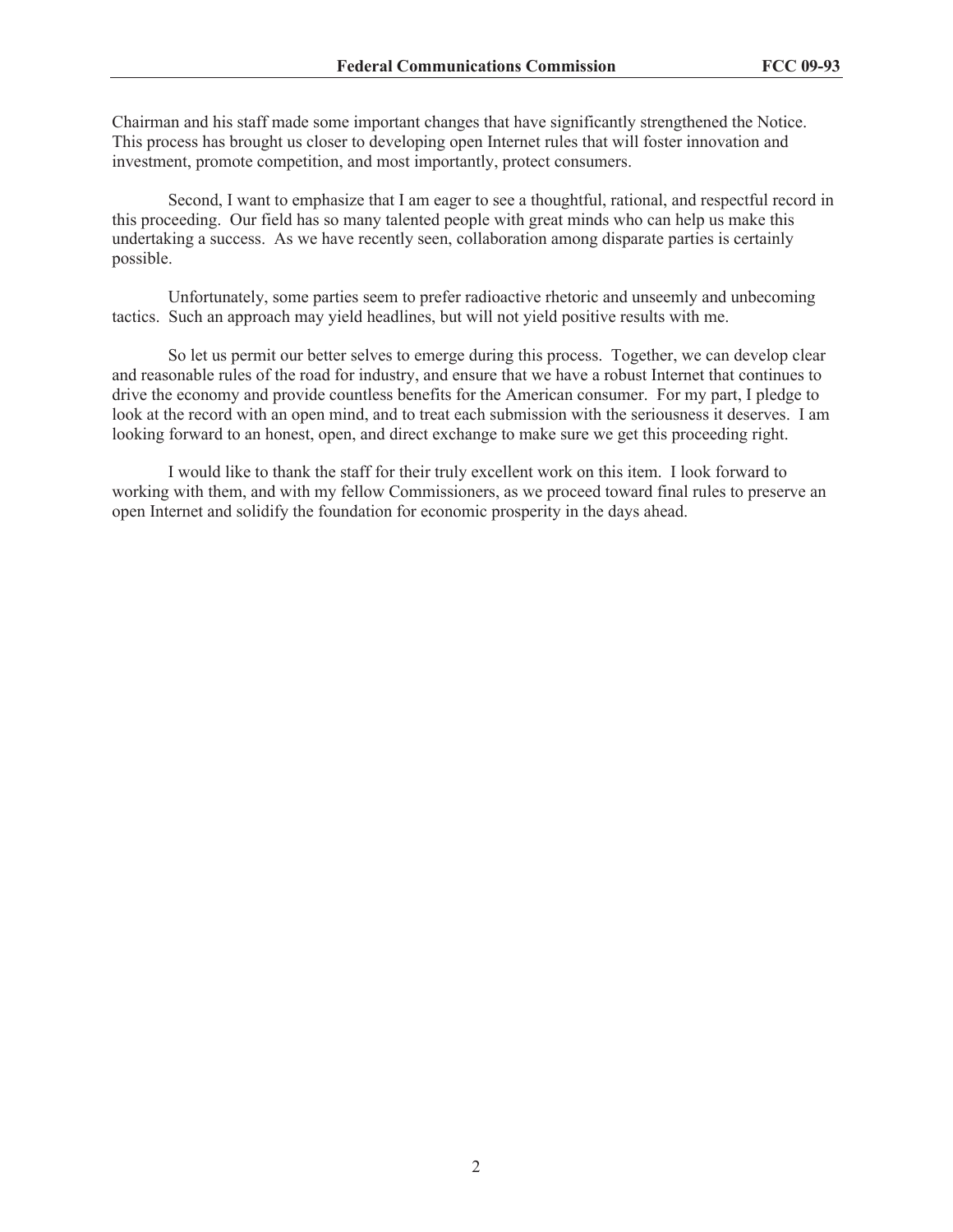Chairman and his staff made some important changes that have significantly strengthened the Notice. This process has brought us closer to developing open Internet rules that will foster innovation and investment, promote competition, and most importantly, protect consumers.

Second, I want to emphasize that I am eager to see a thoughtful, rational, and respectful record in this proceeding. Our field has so many talented people with great minds who can help us make this undertaking a success. As we have recently seen, collaboration among disparate parties is certainly possible.

Unfortunately, some parties seem to prefer radioactive rhetoric and unseemly and unbecoming tactics. Such an approach may yield headlines, but will not yield positive results with me.

So let us permit our better selves to emerge during this process. Together, we can develop clear and reasonable rules of the road for industry, and ensure that we have a robust Internet that continues to drive the economy and provide countless benefits for the American consumer. For my part, I pledge to look at the record with an open mind, and to treat each submission with the seriousness it deserves. I am looking forward to an honest, open, and direct exchange to make sure we get this proceeding right.

I would like to thank the staff for their truly excellent work on this item. I look forward to working with them, and with my fellow Commissioners, as we proceed toward final rules to preserve an open Internet and solidify the foundation for economic prosperity in the days ahead.